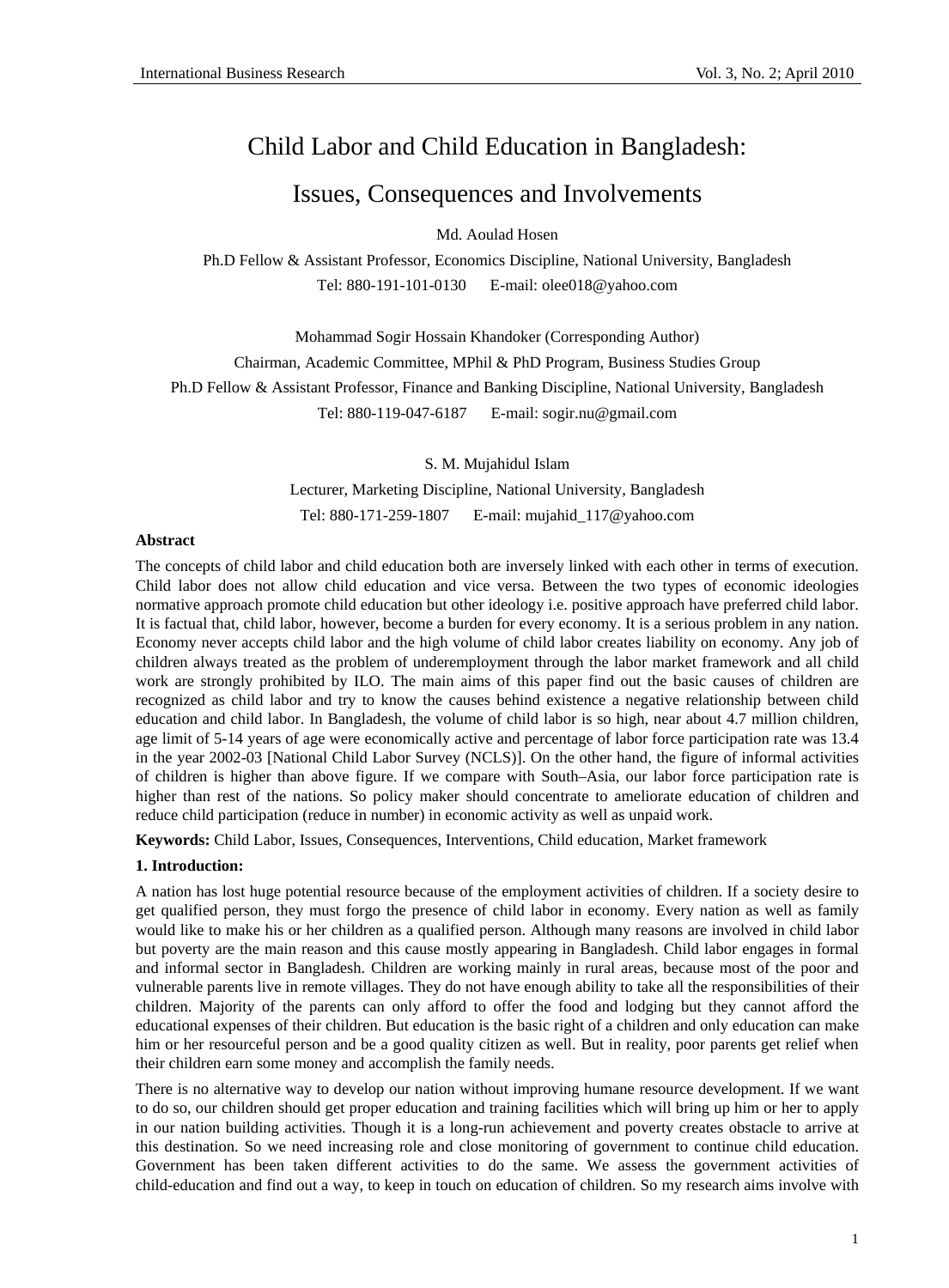# Child Labor and Child Education in Bangladesh: Issues, Consequences and Involvements

Md. Aoulad Hosen

Ph.D Fellow & Assistant Professor, Economics Discipline, National University, Bangladesh

Tel: 880-191-101-0130 E-mail: olee018@yahoo.com

Mohammad Sogir Hossain Khandoker (Corresponding Author)

Chairman, Academic Committee, MPhil & PhD Program, Business Studies Group

Ph.D Fellow & Assistant Professor, Finance and Banking Discipline, National University, Bangladesh

Tel: 880-119-047-6187 E-mail: sogir.nu@gmail.com

S. M. Mujahidul Islam

Lecturer, Marketing Discipline, National University, Bangladesh

Tel: 880-171-259-1807 E-mail: mujahid_117@yahoo.com

**Abstract**

The concepts of child labor and child education both are inversely linked with each other in terms of execution. Child labor does not allow child education and vice versa. Between the two types of economic ideologies normative approach promote child education but other ideology i.e. positive approach have preferred child labor. It is factual that, child labor, however, become a burden for every economy. It is a serious problem in any nation. Economy never accepts child labor and the high volume of child labor creates liability on economy. Any job of children always treated as the problem of underemployment through the labor market framework and all child work are strongly prohibited by ILO. The main aims of this paper find out the basic causes of children are recognized as child labor and try to know the causes behind existence a negative relationship between child education and child labor. In Bangladesh, the volume of child labor is so high, near about 4.7 million children, age limit of 5-14 years of age were economically active and percentage of labor force participation rate was 13.4 in the year 2002-03 [National Child Labor Survey (NCLS)]. On the other hand, the figure of informal activities of children is higher than above figure. If we compare with South–Asia, our labor force participation rate is higher than rest of the nations. So policy maker should concentrate to ameliorate education of children and reduce child participation (reduce in number) in economic activity as well as unpaid work.

**Keywords:** Child Labor, Issues, Consequences, Interventions, Child education, Market framework

**1. Introduction:**

A nation has lost huge potential resource because of the employment activities of children. If a society desire to get qualified person, they must forgo the presence of child labor in economy. Every nation as well as family would like to make his or her children as a qualified person. Although many reasons are involved in child labor but poverty are the main reason and this cause mostly appearing in Bangladesh. Child labor engages in formal and informal sector in Bangladesh. Children are working mainly in rural areas, because most of the poor and vulnerable parents live in remote villages. They do not have enough ability to take all the responsibilities of their children. Majority of the parents can only afford to offer the food and lodging but they cannot afford the educational expenses of their children. But education is the basic right of a children and only education can make him or her resourceful person and be a good quality citizen as well. But in reality, poor parents get relief when their children earn some money and accomplish the family needs.

There is no alternative way to develop our nation without improving humane resource development. If we want to do so, our children should get proper education and training facilities which will bring up him or her to apply in our nation building activities. Though it is a long-run achievement and poverty creates obstacle to arrive at this destination. So we need increasing role and close monitoring of government to continue child education. Government has been taken different activities to do the same. We assess the government activities of child-education and find out a way, to keep in touch on education of children. So my research aims involve with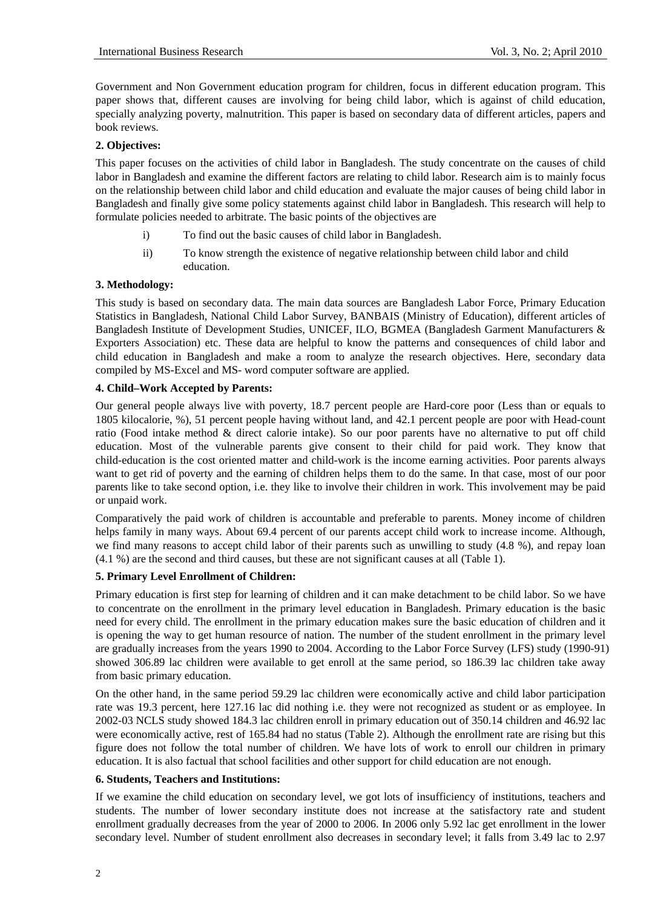Government and Non Government education program for children, focus in different education program. This paper shows that, different causes are involving for being child labor, which is against of child education, specially analyzing poverty, malnutrition. This paper is based on secondary data of different articles, papers and book reviews.

**2. Objectives:**

This paper focuses on the activities of child labor in Bangladesh. The study concentrate on the causes of child labor in Bangladesh and examine the different factors are relating to child labor. Research aim is to mainly focus on the relationship between child labor and child education and evaluate the major causes of being child labor in Bangladesh and finally give some policy statements against child labor in Bangladesh. This research will help to formulate policies needed to arbitrate. The basic points of the objectives are

i) To find out the basic causes of child labor in Bangladesh.

ii) To know strength the existence of negative relationship between child labor and child education.

**3. Methodology:**

This study is based on secondary data. The main data sources are Bangladesh Labor Force, Primary Education Statistics in Bangladesh, National Child Labor Survey, BANBAIS (Ministry of Education), different articles of Bangladesh Institute of Development Studies, UNICEF, ILO, BGMEA (Bangladesh Garment Manufacturers & Exporters Association) etc. These data are helpful to know the patterns and consequences of child labor and child education in Bangladesh and make a room to analyze the research objectives. Here, secondary data compiled by MS-Excel and MS- word computer software are applied.

**4. Child–Work Accepted by Parents:**

Our general people always live with poverty, 18.7 percent people are Hard-core poor (Less than or equals to 1805 kilocalorie, %), 51 percent people having without land, and 42.1 percent people are poor with Head-count ratio (Food intake method & direct calorie intake). So our poor parents have no alternative to put off child education. Most of the vulnerable parents give consent to their child for paid work. They know that child-education is the cost oriented matter and child-work is the income earning activities. Poor parents always want to get rid of poverty and the earning of children helps them to do the same. In that case, most of our poor parents like to take second option, i.e. they like to involve their children in work. This involvement may be paid or unpaid work.

Comparatively the paid work of children is accountable and preferable to parents. Money income of children helps family in many ways. About 69.4 percent of our parents accept child work to increase income. Although, we find many reasons to accept child labor of their parents such as unwilling to study (4.8 %), and repay loan (4.1 %) are the second and third causes, but these are not significant causes at all (Table 1).

**5. Primary Level Enrollment of Children:**

Primary education is first step for learning of children and it can make detachment to be child labor. So we have to concentrate on the enrollment in the primary level education in Bangladesh. Primary education is the basic need for every child. The enrollment in the primary education makes sure the basic education of children and it is opening the way to get human resource of nation. The number of the student enrollment in the primary level are gradually increases from the years 1990 to 2004. According to the Labor Force Survey (LFS) study (1990-91) showed 306.89 lac children were available to get enroll at the same period, so 186.39 lac children take away from basic primary education.

On the other hand, in the same period 59.29 lac children were economically active and child labor participation rate was 19.3 percent, here 127.16 lac did nothing i.e. they were not recognized as student or as employee. In 2002-03 NCLS study showed 184.3 lac children enroll in primary education out of 350.14 children and 46.92 lac were economically active, rest of 165.84 had no status (Table 2). Although the enrollment rate are rising but this figure does not follow the total number of children. We have lots of work to enroll our children in primary education. It is also factual that school facilities and other support for child education are not enough.

**6. Students, Teachers and Institutions:**

If we examine the child education on secondary level, we got lots of insufficiency of institutions, teachers and students. The number of lower secondary institute does not increase at the satisfactory rate and student enrollment gradually decreases from the year of 2000 to 2006. In 2006 only 5.92 lac get enrollment in the lower secondary level. Number of student enrollment also decreases in secondary level; it falls from 3.49 lac to 2.97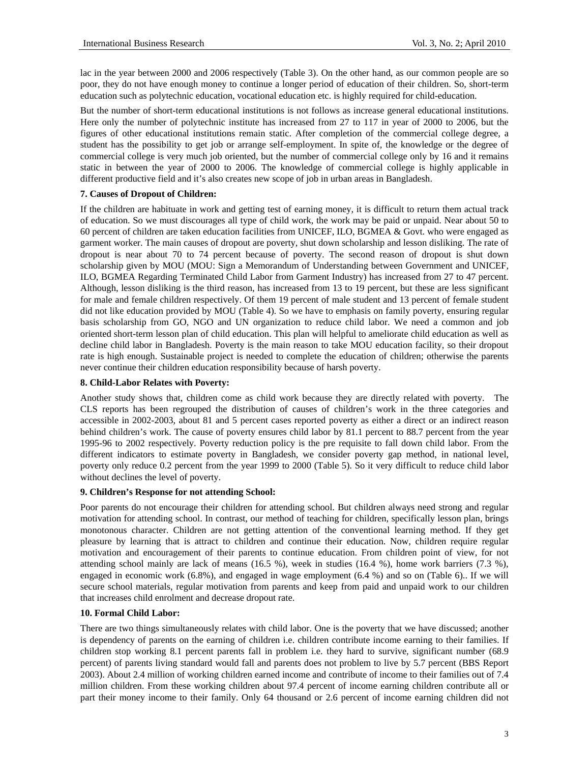lac in the year between 2000 and 2006 respectively (Table 3). On the other hand, as our common people are so poor, they do not have enough money to continue a longer period of education of their children. So, short-term education such as polytechnic education, vocational education etc. is highly required for child-education.

But the number of short-term educational institutions is not follows as increase general educational institutions. Here only the number of polytechnic institute has increased from 27 to 117 in year of 2000 to 2006, but the figures of other educational institutions remain static. After completion of the commercial college degree, a student has the possibility to get job or arrange self-employment. In spite of, the knowledge or the degree of commercial college is very much job oriented, but the number of commercial college only by 16 and it remains static in between the year of 2000 to 2006. The knowledge of commercial college is highly applicable in different productive field and it's also creates new scope of job in urban areas in Bangladesh.

### 7. Causes of Dropout of Children:

If the children are habituate in work and getting test of earning money, it is difficult to return them actual track of education. So we must discourages all type of child work, the work may be paid or unpaid. Near about 50 to 60 percent of children are taken education facilities from UNICEF, ILO, BGMEA & Govt. who were engaged as garment worker. The main causes of dropout are poverty, shut down scholarship and lesson disliking. The rate of dropout is near about 70 to 74 percent because of poverty. The second reason of dropout is shut down scholarship given by MOU (MOU: Sign a Memorandum of Understanding between Government and UNICEF, ILO, BGMEA Regarding Terminated Child Labor from Garment Industry) has increased from 27 to 47 percent. Although, lesson disliking is the third reason, has increased from 13 to 19 percent, but these are less significant for male and female children respectively. Of them 19 percent of male student and 13 percent of female student did not like education provided by MOU (Table 4). So we have to emphasis on family poverty, ensuring regular basis scholarship from GO, NGO and UN organization to reduce child labor. We need a common and job oriented short-term lesson plan of child education. This plan will helpful to ameliorate child education as well as decline child labor in Bangladesh. Poverty is the main reason to take MOU education facility, so their dropout rate is high enough. Sustainable project is needed to complete the education of children; otherwise the parents never continue their children education responsibility because of harsh poverty.

### 8. Child-Labor Relates with Poverty:

Another study shows that, children come as child work because they are directly related with poverty. The CLS reports has been regrouped the distribution of causes of children's work in the three categories and accessible in 2002-2003, about 81 and 5 percent cases reported poverty as either a direct or an indirect reason behind children's work. The cause of poverty ensures child labor by 81.1 percent to 88.7 percent from the year 1995-96 to 2002 respectively. Poverty reduction policy is the pre requisite to fall down child labor. From the different indicators to estimate poverty in Bangladesh, we consider poverty gap method, in national level, poverty only reduce 0.2 percent from the year 1999 to 2000 (Table 5). So it very difficult to reduce child labor without declines the level of poverty.

### 9. Children's Response for not attending School:

Poor parents do not encourage their children for attending school. But children always need strong and regular motivation for attending school. In contrast, our method of teaching for children, specifically lesson plan, brings monotonous character. Children are not getting attention of the conventional learning method. If they get pleasure by learning that is attract to children and continue their education. Now, children require regular motivation and encouragement of their parents to continue education. From children point of view, for not attending school mainly are lack of means (16.5 %), week in studies (16.4 %), home work barriers (7.3 %), engaged in economic work (6.8%), and engaged in wage employment (6.4 %) and so on (Table 6).. If we will secure school materials, regular motivation from parents and keep from paid and unpaid work to our children that increases child enrolment and decrease dropout rate.

### 10. Formal Child Labor:

There are two things simultaneously relates with child labor. One is the poverty that we have discussed; another is dependency of parents on the earning of children i.e. children contribute income earning to their families. If children stop working 8.1 percent parents fall in problem i.e. they hard to survive, significant number (68.9 percent) of parents living standard would fall and parents does not problem to live by 5.7 percent (BBS Report 2003). About 2.4 million of working children earned income and contribute of income to their families out of 7.4 million children. From these working children about 97.4 percent of income earning children contribute all or part their money income to their family. Only 64 thousand or 2.6 percent of income earning children did not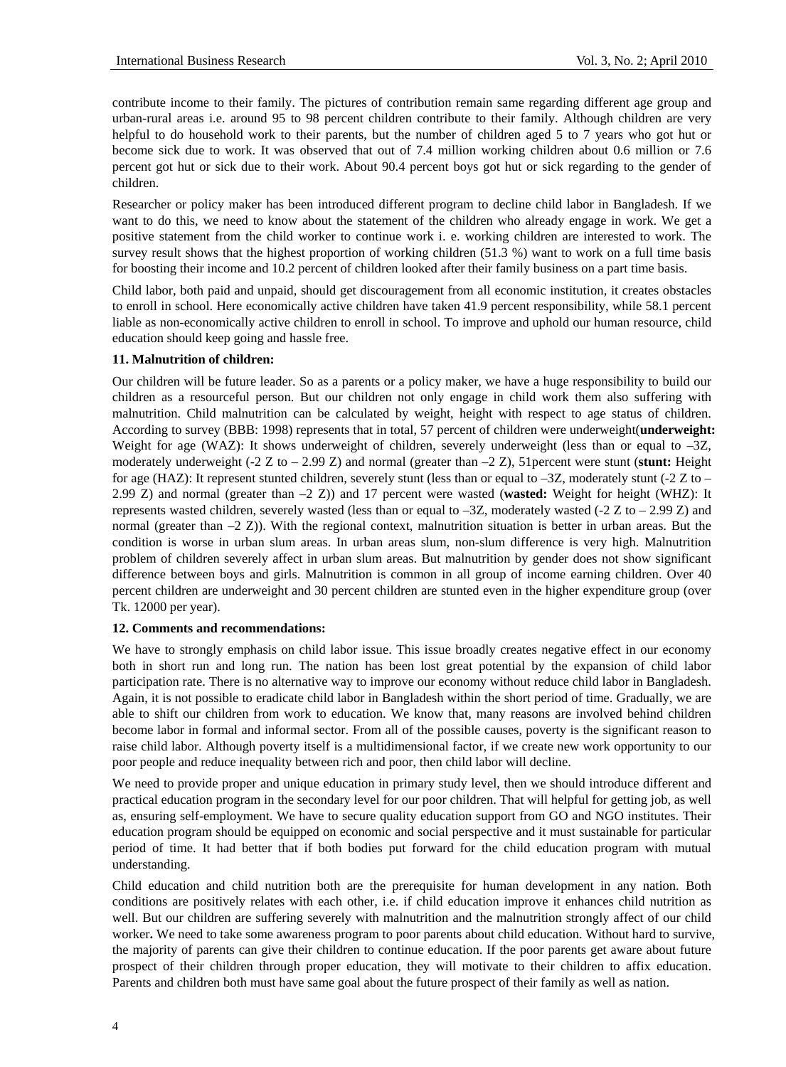contribute income to their family. The pictures of contribution remain same regarding different age group and urban-rural areas i.e. around 95 to 98 percent children contribute to their family. Although children are very helpful to do household work to their parents, but the number of children aged 5 to 7 years who got hut or become sick due to work. It was observed that out of 7.4 million working children about 0.6 million or 7.6 percent got hut or sick due to their work. About 90.4 percent boys got hut or sick regarding to the gender of children.

Researcher or policy maker has been introduced different program to decline child labor in Bangladesh. If we want to do this, we need to know about the statement of the children who already engage in work. We get a positive statement from the child worker to continue work i. e. working children are interested to work. The survey result shows that the highest proportion of working children (51.3 %) want to work on a full time basis for boosting their income and 10.2 percent of children looked after their family business on a part time basis.

Child labor, both paid and unpaid, should get discouragement from all economic institution, it creates obstacles to enroll in school. Here economically active children have taken 41.9 percent responsibility, while 58.1 percent liable as non-economically active children to enroll in school. To improve and uphold our human resource, child education should keep going and hassle free.

**11. Malnutrition of children:**

Our children will be future leader. So as a parents or a policy maker, we have a huge responsibility to build our children as a resourceful person. But our children not only engage in child work them also suffering with malnutrition. Child malnutrition can be calculated by weight, height with respect to age status of children. According to survey (BBB: 1998) represents that in total, 57 percent of children were underweight(**underweight:** Weight for age (WAZ): It shows underweight of children, severely underweight (less than or equal to –3Z, moderately underweight (-2 Z to – 2.99 Z) and normal (greater than –2 Z), 51percent were stunt (**stunt:** Height for age (HAZ): It represent stunted children, severely stunt (less than or equal to –3Z, moderately stunt (-2 Z to – 2.99 Z) and normal (greater than –2 Z)) and 17 percent were wasted (**wasted:** Weight for height (WHZ): It represents wasted children, severely wasted (less than or equal to –3Z, moderately wasted (-2 Z to – 2.99 Z) and normal (greater than –2 Z)). With the regional context, malnutrition situation is better in urban areas. But the condition is worse in urban slum areas. In urban areas slum, non-slum difference is very high. Malnutrition problem of children severely affect in urban slum areas. But malnutrition by gender does not show significant difference between boys and girls. Malnutrition is common in all group of income earning children. Over 40 percent children are underweight and 30 percent children are stunted even in the higher expenditure group (over Tk. 12000 per year).

**12. Comments and recommendations:**

We have to strongly emphasis on child labor issue. This issue broadly creates negative effect in our economy both in short run and long run. The nation has been lost great potential by the expansion of child labor participation rate. There is no alternative way to improve our economy without reduce child labor in Bangladesh. Again, it is not possible to eradicate child labor in Bangladesh within the short period of time. Gradually, we are able to shift our children from work to education. We know that, many reasons are involved behind children become labor in formal and informal sector. From all of the possible causes, poverty is the significant reason to raise child labor. Although poverty itself is a multidimensional factor, if we create new work opportunity to our poor people and reduce inequality between rich and poor, then child labor will decline.

We need to provide proper and unique education in primary study level, then we should introduce different and practical education program in the secondary level for our poor children. That will helpful for getting job, as well as, ensuring self-employment. We have to secure quality education support from GO and NGO institutes. Their education program should be equipped on economic and social perspective and it must sustainable for particular period of time. It had better that if both bodies put forward for the child education program with mutual understanding.

Child education and child nutrition both are the prerequisite for human development in any nation. Both conditions are positively relates with each other, i.e. if child education improve it enhances child nutrition as well. But our children are suffering severely with malnutrition and the malnutrition strongly affect of our child worker**.** We need to take some awareness program to poor parents about child education. Without hard to survive, the majority of parents can give their children to continue education. If the poor parents get aware about future prospect of their children through proper education, they will motivate to their children to affix education. Parents and children both must have same goal about the future prospect of their family as well as nation.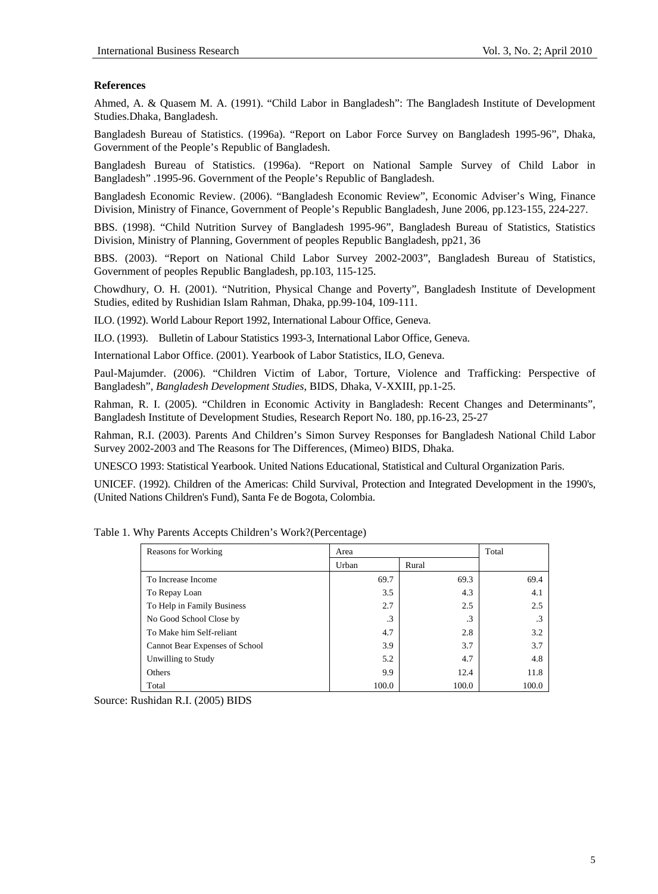### References

Ahmed, A. & Quasem M. A. (1991). "Child Labor in Bangladesh": The Bangladesh Institute of Development Studies.Dhaka, Bangladesh.

Bangladesh Bureau of Statistics. (1996a). "Report on Labor Force Survey on Bangladesh 1995-96", Dhaka, Government of the People's Republic of Bangladesh.

Bangladesh Bureau of Statistics. (1996a). "Report on National Sample Survey of Child Labor in Bangladesh" .1995-96. Government of the People's Republic of Bangladesh.

Bangladesh Economic Review. (2006). "Bangladesh Economic Review", Economic Adviser's Wing, Finance Division, Ministry of Finance, Government of People's Republic Bangladesh, June 2006, pp.123-155, 224-227.

BBS. (1998). "Child Nutrition Survey of Bangladesh 1995-96", Bangladesh Bureau of Statistics, Statistics Division, Ministry of Planning, Government of peoples Republic Bangladesh, pp21, 36

BBS. (2003). "Report on National Child Labor Survey 2002-2003", Bangladesh Bureau of Statistics, Government of peoples Republic Bangladesh, pp.103, 115-125.

Chowdhury, O. H. (2001). "Nutrition, Physical Change and Poverty", Bangladesh Institute of Development Studies, edited by Rushidian Islam Rahman, Dhaka, pp.99-104, 109-111.

ILO. (1992). World Labour Report 1992, International Labour Office, Geneva.

ILO. (1993). Bulletin of Labour Statistics 1993-3, International Labor Office, Geneva.

International Labor Office. (2001). Yearbook of Labor Statistics, ILO, Geneva.

Paul-Majumder. (2006). "Children Victim of Labor, Torture, Violence and Trafficking: Perspective of Bangladesh", *Bangladesh Development Studies*, BIDS, Dhaka, V-XXIII, pp.1-25.

Rahman, R. I. (2005). "Children in Economic Activity in Bangladesh: Recent Changes and Determinants", Bangladesh Institute of Development Studies, Research Report No. 180, pp.16-23, 25-27

Rahman, R.I. (2003). Parents And Children's Simon Survey Responses for Bangladesh National Child Labor Survey 2002-2003 and The Reasons for The Differences, (Mimeo) BIDS, Dhaka.

UNESCO 1993: Statistical Yearbook. United Nations Educational, Statistical and Cultural Organization Paris.

UNICEF. (1992). Children of the Americas: Child Survival, Protection and Integrated Development in the 1990's, (United Nations Children's Fund), Santa Fe de Bogota, Colombia.

Table 1. Why Parents Accepts Children's Work?(Percentage)

| Reasons for Working | Area | | Total |
|---|---|---|---|
| | Urban | Rural | |
| To Increase Income | 69.7 | 69.3 | 69.4 |
| To Repay Loan | 3.5 | 4.3 | 4.1 |
| To Help in Family Business | 2.7 | 2.5 | 2.5 |
| No Good School Close by | .3 | .3 | .3 |
| To Make him Self-reliant | 4.7 | 2.8 | 3.2 |
| Cannot Bear Expenses of School | 3.9 | 3.7 | 3.7 |
| Unwilling to Study | 5.2 | 4.7 | 4.8 |
| Others | 9.9 | 12.4 | 11.8 |
| Total | 100.0 | 100.0 | 100.0 |

Source: Rushidan R.I. (2005) BIDS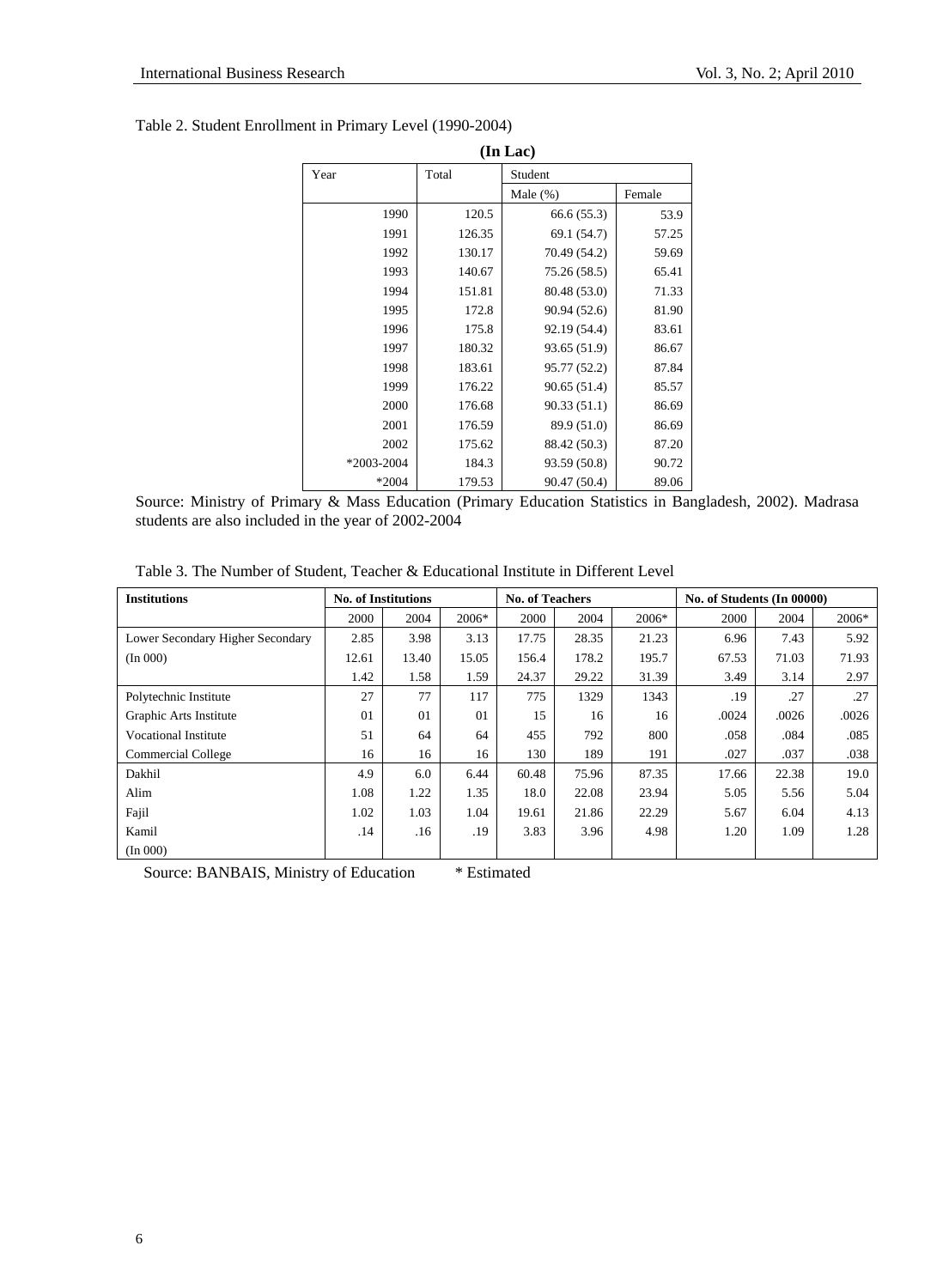Table 2. Student Enrollment in Primary Level (1990-2004)

**(In Lac)**

| Year | Total | Student | |
|---|---|---|---|
| | | Male (%) | Female |
| 1990 | 120.5 | 66.6 (55.3) | 53.9 |
| 1991 | 126.35 | 69.1 (54.7) | 57.25 |
| 1992 | 130.17 | 70.49 (54.2) | 59.69 |
| 1993 | 140.67 | 75.26 (58.5) | 65.41 |
| 1994 | 151.81 | 80.48 (53.0) | 71.33 |
| 1995 | 172.8 | 90.94 (52.6) | 81.90 |
| 1996 | 175.8 | 92.19 (54.4) | 83.61 |
| 1997 | 180.32 | 93.65 (51.9) | 86.67 |
| 1998 | 183.61 | 95.77 (52.2) | 87.84 |
| 1999 | 176.22 | 90.65 (51.4) | 85.57 |
| 2000 | 176.68 | 90.33 (51.1) | 86.69 |
| 2001 | 176.59 | 89.9 (51.0) | 86.69 |
| 2002 | 175.62 | 88.42 (50.3) | 87.20 |
| *2003-2004 | 184.3 | 93.59 (50.8) | 90.72 |
| *2004 | 179.53 | 90.47 (50.4) | 89.06 |

Source: Ministry of Primary & Mass Education (Primary Education Statistics in Bangladesh, 2002). Madrasa students are also included in the year of 2002-2004

Table 3. The Number of Student, Teacher & Educational Institute in Different Level

| **Institutions** | **No. of Institutions** | | | **No. of Teachers** | | | **No. of Students (In 00000)** | | |
|---|---|---|---|---|---|---|---|---|---|
| | 2000 | 2004 | 2006* | 2000 | 2004 | 2006* | 2000 | 2004 | 2006* |
| Lower Secondary Higher Secondary | 2.85 | 3.98 | 3.13 | 17.75 | 28.35 | 21.23 | 6.96 | 7.43 | 5.92 |
| (In 000) | 12.61 | 13.40 | 15.05 | 156.4 | 178.2 | 195.7 | 67.53 | 71.03 | 71.93 |
| | 1.42 | 1.58 | 1.59 | 24.37 | 29.22 | 31.39 | 3.49 | 3.14 | 2.97 |
| Polytechnic Institute | 27 | 77 | 117 | 775 | 1329 | 1343 | .19 | .27 | .27 |
| Graphic Arts Institute | 01 | 01 | 01 | 15 | 16 | 16 | .0024 | .0026 | .0026 |
| Vocational Institute | 51 | 64 | 64 | 455 | 792 | 800 | .058 | .084 | .085 |
| Commercial College | 16 | 16 | 16 | 130 | 189 | 191 | .027 | .037 | .038 |
| Dakhil | 4.9 | 6.0 | 6.44 | 60.48 | 75.96 | 87.35 | 17.66 | 22.38 | 19.0 |
| Alim | 1.08 | 1.22 | 1.35 | 18.0 | 22.08 | 23.94 | 5.05 | 5.56 | 5.04 |
| Fajil | 1.02 | 1.03 | 1.04 | 19.61 | 21.86 | 22.29 | 5.67 | 6.04 | 4.13 |
| Kamil | .14 | .16 | .19 | 3.83 | 3.96 | 4.98 | 1.20 | 1.09 | 1.28 |
| (In 000) | | | | | | | | | |

Source: BANBAIS, Ministry of Education     * Estimated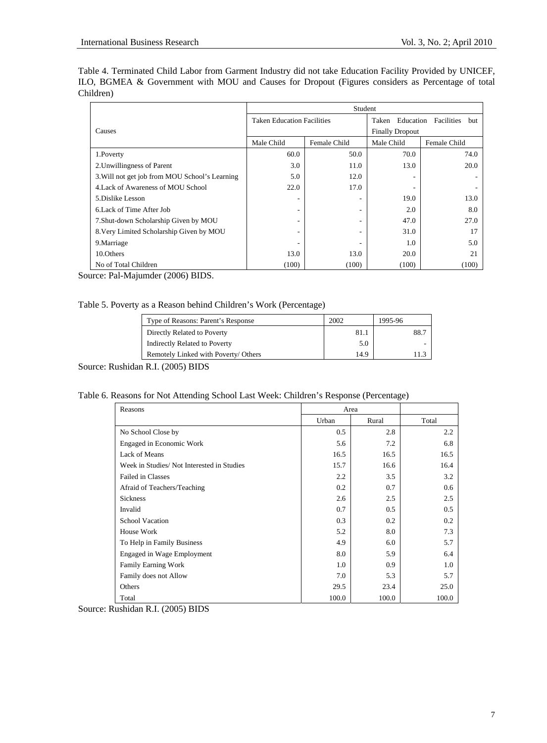Table 4. Terminated Child Labor from Garment Industry did not take Education Facility Provided by UNICEF, ILO, BGMEA & Government with MOU and Causes for Dropout (Figures considers as Percentage of total Children)

| Causes | Student | | | |
|---|---|---|---|---|
| | Taken Education Facilities | | Taken Education Facilities but Finally Dropout | |
| | Male Child | Female Child | Male Child | Female Child |
| 1.Poverty | 60.0 | 50.0 | 70.0 | 74.0 |
| 2.Unwillingness of Parent | 3.0 | 11.0 | 13.0 | 20.0 |
| 3.Will not get job from MOU School's Learning | 5.0 | 12.0 | - | - |
| 4.Lack of Awareness of MOU School | 22.0 | 17.0 | - | - |
| 5.Dislike Lesson | - | - | 19.0 | 13.0 |
| 6.Lack of Time After Job | - | - | 2.0 | 8.0 |
| 7.Shut-down Scholarship Given by MOU | - | - | 47.0 | 27.0 |
| 8.Very Limited Scholarship Given by MOU | - | - | 31.0 | 17 |
| 9.Marriage | - | - | 1.0 | 5.0 |
| 10.Others | 13.0 | 13.0 | 20.0 | 21 |
| No of Total Children | (100) | (100) | (100) | (100) |

Source: Pal-Majumder (2006) BIDS.

Table 5. Poverty as a Reason behind Children's Work (Percentage)

| Type of Reasons: Parent's Response | 2002 | 1995-96 |
|---|---|---|
| Directly Related to Poverty | 81.1 | 88.7 |
| Indirectly Related to Poverty | 5.0 | - |
| Remotely Linked with Poverty/ Others | 14.9 | 11.3 |

Source: Rushidan R.I. (2005) BIDS

Table 6. Reasons for Not Attending School Last Week: Children's Response (Percentage)

| Reasons | Area | | |
|---|---|---|---|
| | Urban | Rural | Total |
| No School Close by | 0.5 | 2.8 | 2.2 |
| Engaged in Economic Work | 5.6 | 7.2 | 6.8 |
| Lack of Means | 16.5 | 16.5 | 16.5 |
| Week in Studies/ Not Interested in Studies | 15.7 | 16.6 | 16.4 |
| Failed in Classes | 2.2 | 3.5 | 3.2 |
| Afraid of Teachers/Teaching | 0.2 | 0.7 | 0.6 |
| Sickness | 2.6 | 2.5 | 2.5 |
| Invalid | 0.7 | 0.5 | 0.5 |
| School Vacation | 0.3 | 0.2 | 0.2 |
| House Work | 5.2 | 8.0 | 7.3 |
| To Help in Family Business | 4.9 | 6.0 | 5.7 |
| Engaged in Wage Employment | 8.0 | 5.9 | 6.4 |
| Family Earning Work | 1.0 | 0.9 | 1.0 |
| Family does not Allow | 7.0 | 5.3 | 5.7 |
| Others | 29.5 | 23.4 | 25.0 |
| Total | 100.0 | 100.0 | 100.0 |

Source: Rushidan R.I. (2005) BIDS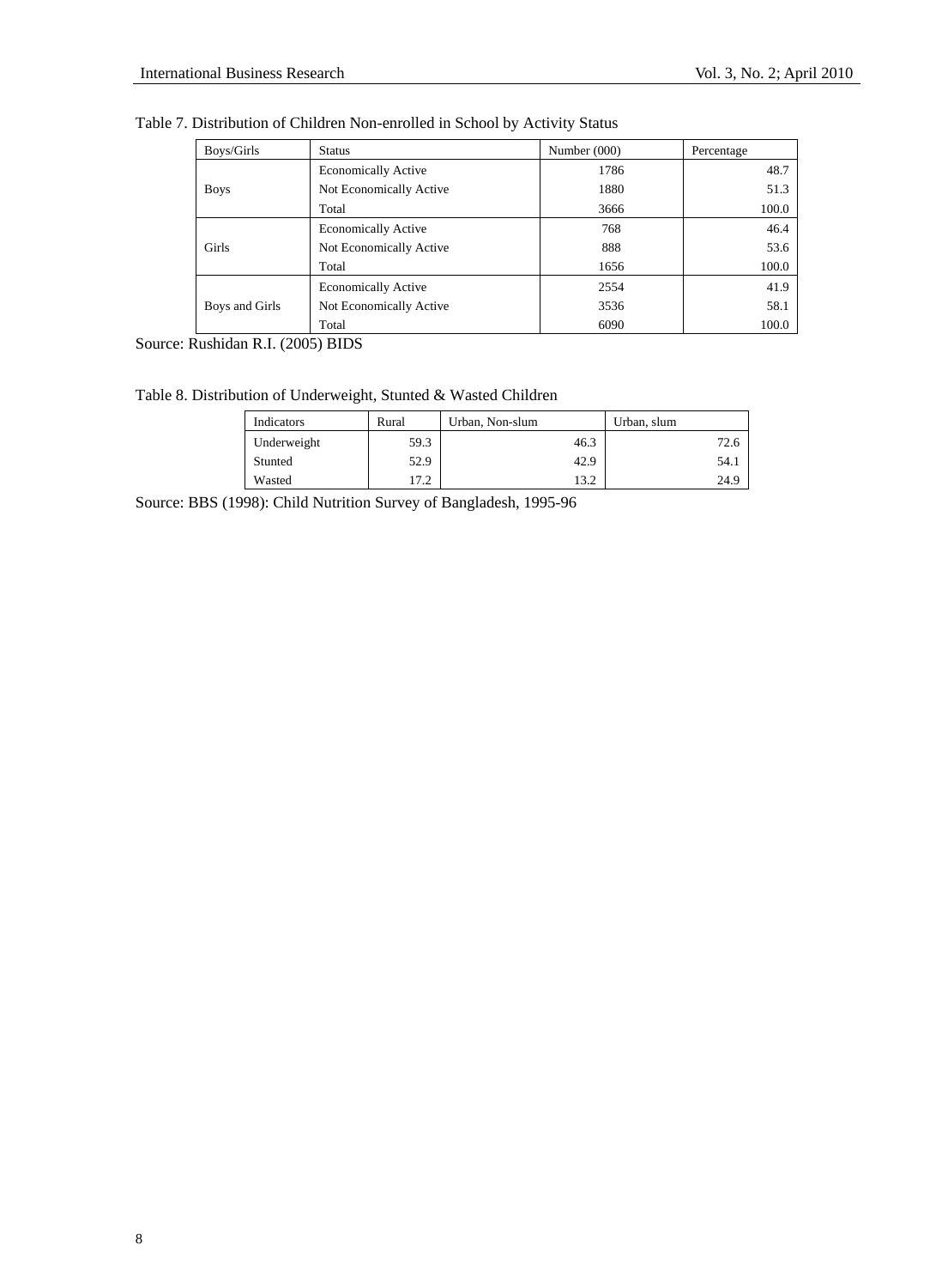Table 7. Distribution of Children Non-enrolled in School by Activity Status

| Boys/Girls | Status | Number (000) | Percentage |
| --- | --- | --- | --- |
| Boys | Economically Active | 1786 | 48.7 |
| | Not Economically Active | 1880 | 51.3 |
| | Total | 3666 | 100.0 |
| Girls | Economically Active | 768 | 46.4 |
| | Not Economically Active | 888 | 53.6 |
| | Total | 1656 | 100.0 |
| Boys and Girls | Economically Active | 2554 | 41.9 |
| | Not Economically Active | 3536 | 58.1 |
| | Total | 6090 | 100.0 |

Source: Rushidan R.I. (2005) BIDS

Table 8. Distribution of Underweight, Stunted & Wasted Children

| Indicators | Rural | Urban, Non-slum | Urban, slum |
| --- | --- | --- | --- |
| Underweight | 59.3 | 46.3 | 72.6 |
| Stunted | 52.9 | 42.9 | 54.1 |
| Wasted | 17.2 | 13.2 | 24.9 |

Source: BBS (1998): Child Nutrition Survey of Bangladesh, 1995-96